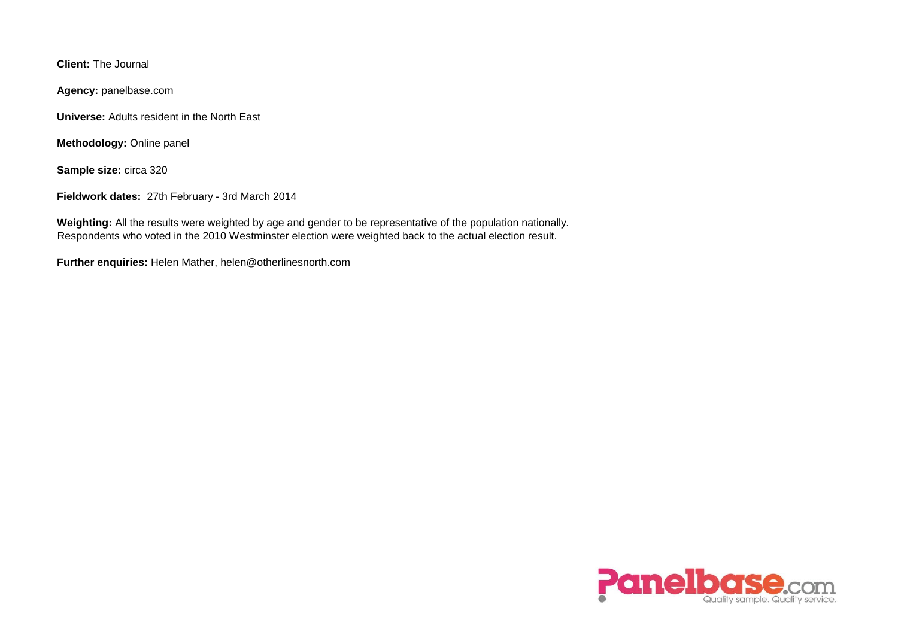**Client:** The Journal

**Agency:** panelbase.com

**Universe:** Adults resident in the North East

**Methodology:** Online panel

**Sample size:** circa 320

**Fieldwork dates:** 27th February - 3rd March 2014

**Weighting:** All the results were weighted by age and gender to be representative of the population nationally. Respondents who voted in the 2010 Westminster election were weighted back to the actual election result.

**Further enquiries:** Helen Mather, helen@otherlinesnorth.com

Panelbase.com
Quality sample. Quality service.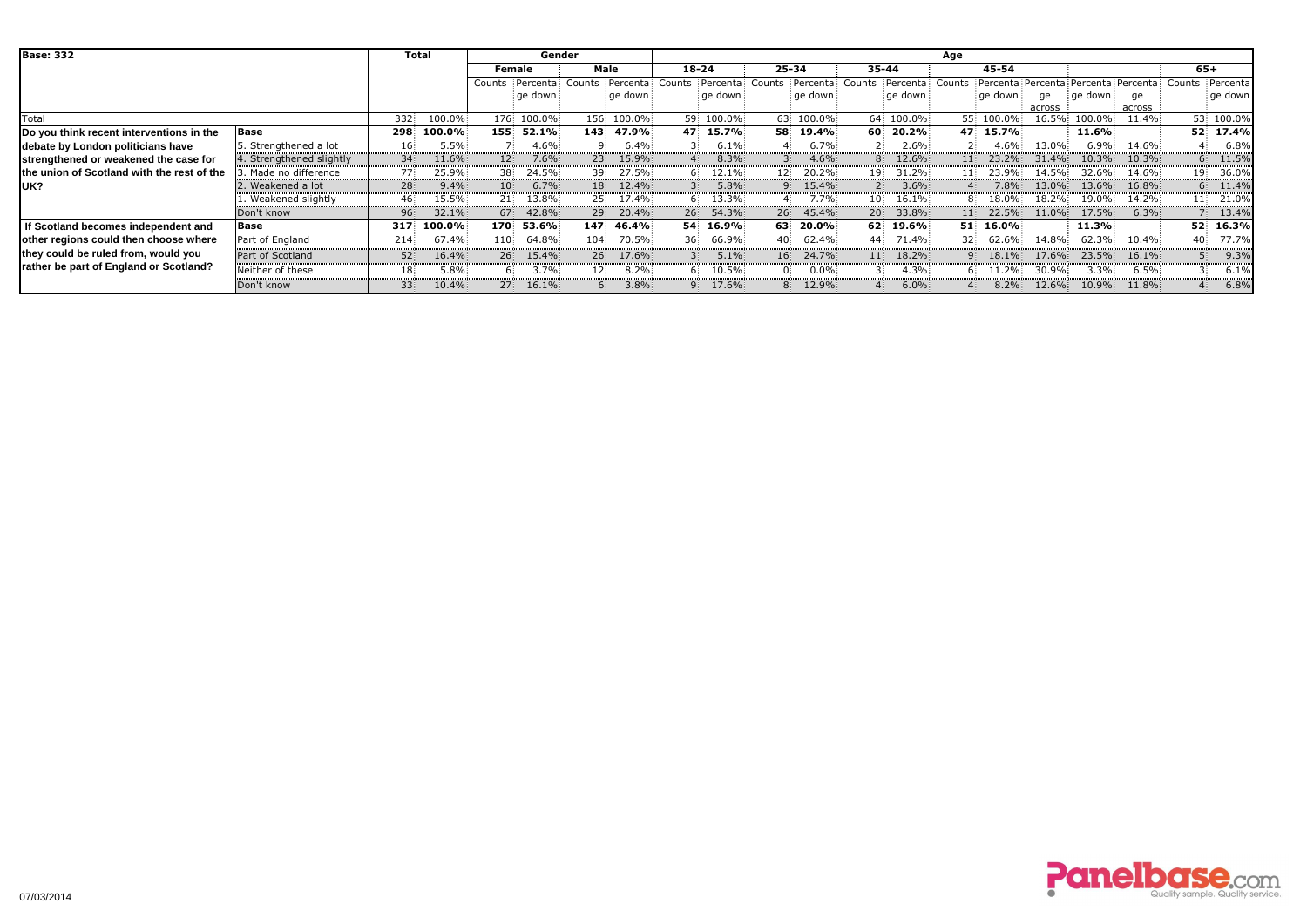| Base: 332 | | Total | | Gender | | | | Age | | | | | | | | | | | | | |
|---|---|---|---|---|---|---|---|---|---|---|---|---|---|---|---|---|---|---|---|---|---|
| | | | | Female | | Male | | 18-24 | | 25-34 | | 35-44 | | 45-54 | | | | | | 65+ | |
| | | | | Counts | Percentage down | Counts | Percentage down | Counts | Percentage down | Counts | Percentage down | Counts | Percentage down | Counts | Percentage down | Percentage across | Percentage down | Percentage across | | Counts | Percentage down |
| Total | | 332 | 100.0% | 176 | 100.0% | 156 | 100.0% | 59 | 100.0% | 63 | 100.0% | 64 | 100.0% | 55 | 100.0% | 16.5% | 100.0% | 11.4% | | 53 | 100.0% |
| **Do you think recent interventions in the debate by London politicians have strengthened or weakened the case for the union of Scotland with the rest of the UK?** | **Base** | **298** | **100.0%** | **155** | **52.1%** | **143** | **47.9%** | **47** | **15.7%** | **58** | **19.4%** | **60** | **20.2%** | **47** | **15.7%** | | **11.6%** | | | **52** | **17.4%** |
| | 5. Strengthened a lot | 16 | 5.5% | 7 | 4.6% | 9 | 6.4% | 3 | 6.1% | 4 | 6.7% | 2 | 2.6% | 2 | 4.6% | 13.0% | 6.9% | 14.6% | | 4 | 6.8% |
| | 4. Strengthened slightly | 34 | 11.6% | 12 | 7.6% | 23 | 15.9% | 4 | 8.3% | 3 | 4.6% | 8 | 12.6% | 11 | 23.2% | 31.4% | 10.3% | 10.3% | | 6 | 11.5% |
| | 3. Made no difference | 77 | 25.9% | 38 | 24.5% | 39 | 27.5% | 6 | 12.1% | 12 | 20.2% | 19 | 31.2% | 11 | 23.9% | 14.5% | 32.6% | 14.6% | | 19 | 36.0% |
| | 2. Weakened a lot | 28 | 9.4% | 10 | 6.7% | 18 | 12.4% | 3 | 5.8% | 9 | 15.4% | 2 | 3.6% | 4 | 7.8% | 13.0% | 13.6% | 16.8% | | 6 | 11.4% |
| | 1. Weakened slightly | 46 | 15.5% | 21 | 13.8% | 25 | 17.4% | 6 | 13.3% | 4 | 7.7% | 10 | 16.1% | 8 | 18.0% | 18.2% | 19.0% | 14.2% | | 11 | 21.0% |
| | Don't know | 96 | 32.1% | 67 | 42.8% | 29 | 20.4% | 26 | 54.3% | 26 | 45.4% | 20 | 33.8% | 11 | 22.5% | 11.0% | 17.5% | 6.3% | | 7 | 13.4% |
| **If Scotland becomes independent and other regions could then choose where they could be ruled from, would you rather be part of England or Scotland?** | **Base** | **317** | **100.0%** | **170** | **53.6%** | **147** | **46.4%** | **54** | **16.9%** | **63** | **20.0%** | **62** | **19.6%** | **51** | **16.0%** | | **11.3%** | | | **52** | **16.3%** |
| | Part of England | 214 | 67.4% | 110 | 64.8% | 104 | 70.5% | 36 | 66.9% | 40 | 62.4% | 44 | 71.4% | 32 | 62.6% | 14.8% | 62.3% | 10.4% | | 40 | 77.7% |
| | Part of Scotland | 52 | 16.4% | 26 | 15.4% | 26 | 17.6% | 3 | 5.1% | 16 | 24.7% | 11 | 18.2% | 9 | 18.1% | 17.6% | 23.5% | 16.1% | | 5 | 9.3% |
| | Neither of these | 18 | 5.8% | 6 | 3.7% | 12 | 8.2% | 6 | 10.5% | 0 | 0.0% | 3 | 4.3% | 6 | 11.2% | 30.9% | 3.3% | 6.5% | | 3 | 6.1% |
| | Don't know | 33 | 10.4% | 27 | 16.1% | 6 | 3.8% | 9 | 17.6% | 8 | 12.9% | 4 | 6.0% | 4 | 8.2% | 12.6% | 10.9% | 11.8% | | 4 | 6.8% |

07/03/2014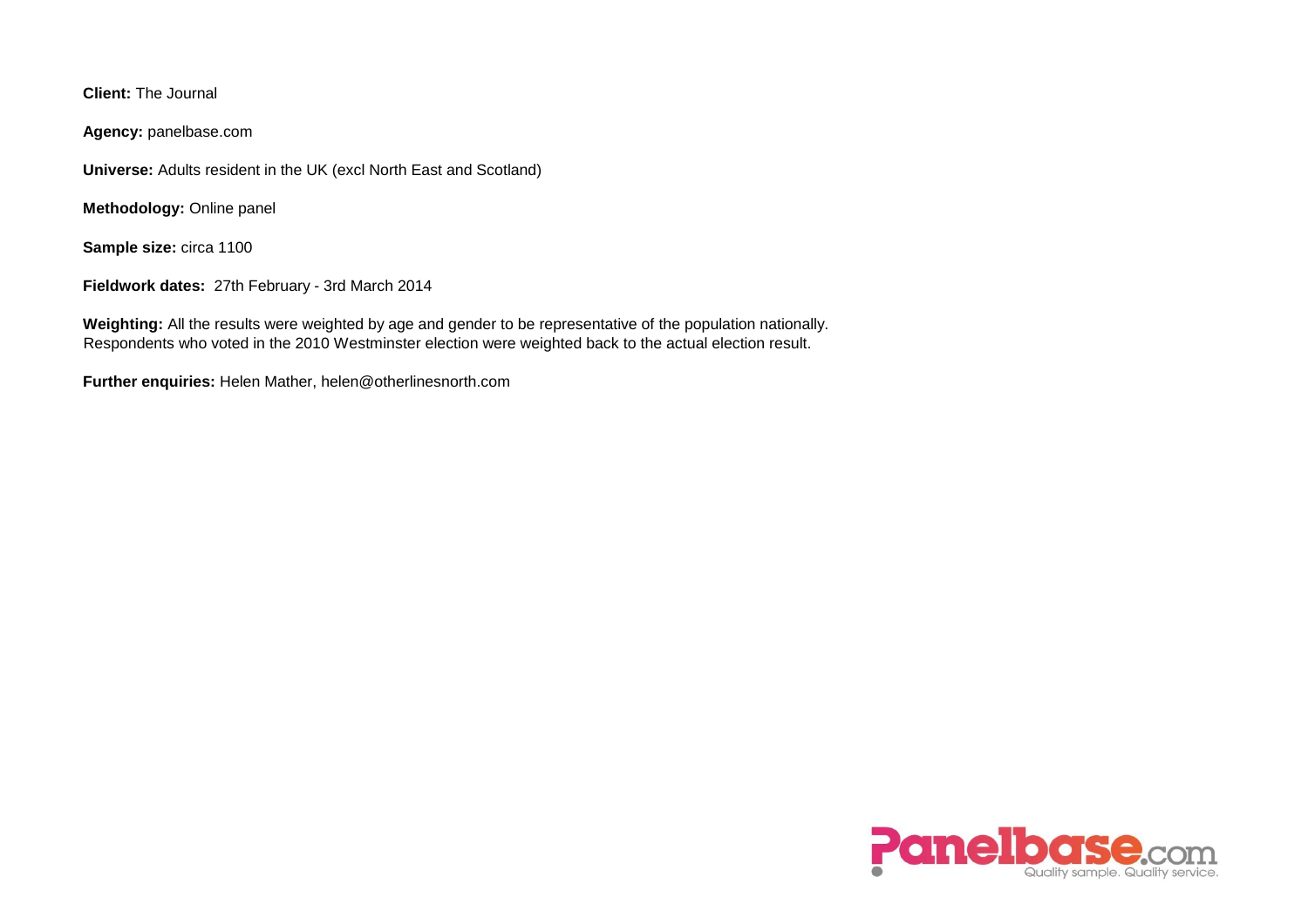**Client:** The Journal

**Agency:** panelbase.com

**Universe:** Adults resident in the UK (excl North East and Scotland)

**Methodology:** Online panel

**Sample size:** circa 1100

**Fieldwork dates:** 27th February - 3rd March 2014

**Weighting:** All the results were weighted by age and gender to be representative of the population nationally. Respondents who voted in the 2010 Westminster election were weighted back to the actual election result.

**Further enquiries:** Helen Mather, helen@otherlinesnorth.com

Panelbase.com

Quality sample. Quality service.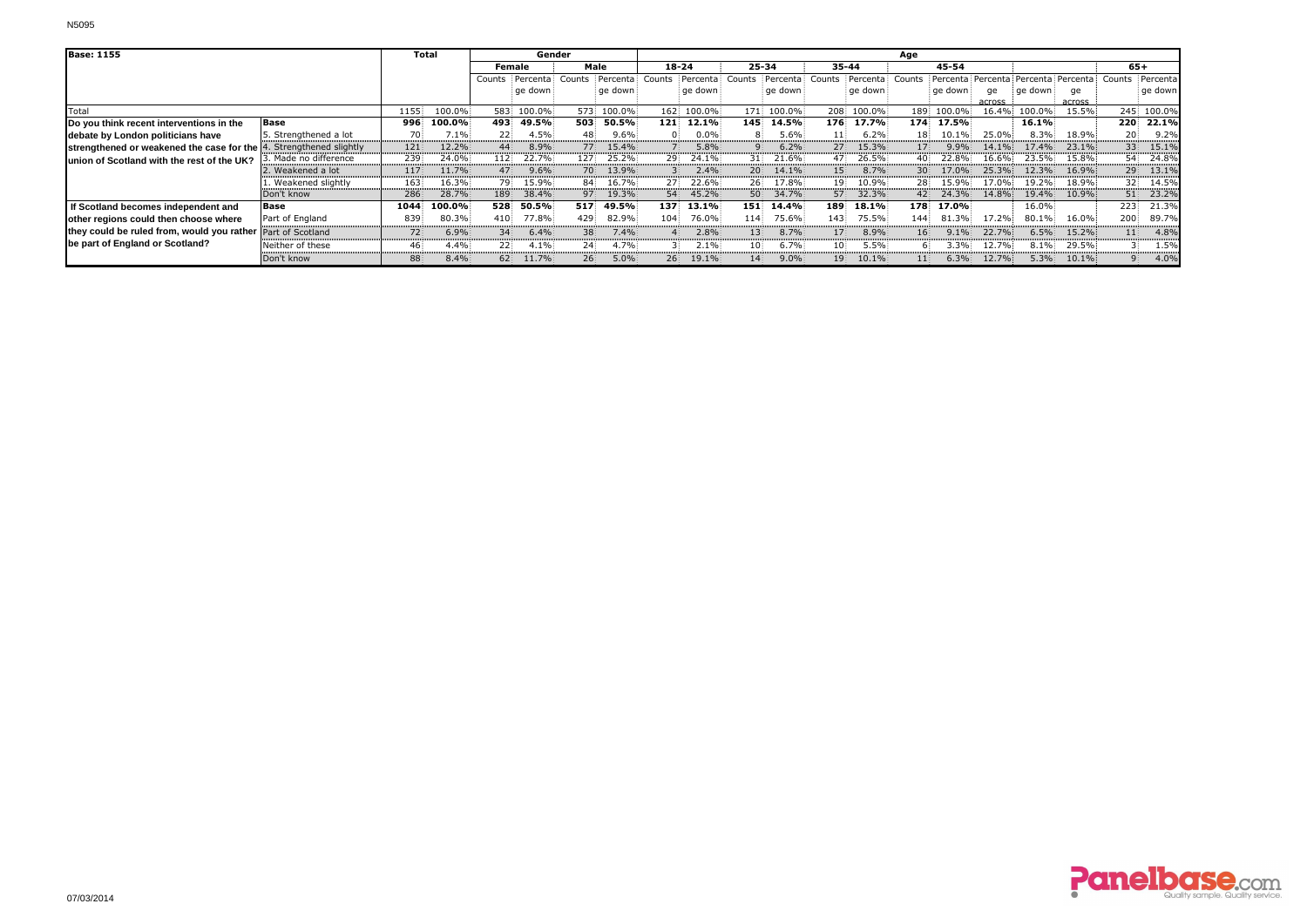| Base: 1155 | | Total | | Gender | | | | Age | | | | | | | | | | | | | |
|---|---|---|---|---|---|---|---|---|---|---|---|---|---|---|---|---|---|---|---|---|---|
| | | | | Female | | Male | | 18-24 | | 25-34 | | 35-44 | | 45-54 | | | | | | 65+ | |
| | | | | Counts | Percentage down | Counts | Percentage down | Counts | Percentage down | Counts | Percentage down | Counts | Percentage down | Counts | Percentage down | Percentage across | Percentage down | Percentage across | | Counts | Percentage down |
| Total | | 1155 | 100.0% | 583 | 100.0% | 573 | 100.0% | 162 | 100.0% | 171 | 100.0% | 208 | 100.0% | 189 | 100.0% | 16.4% | 100.0% | 15.5% | | 245 | 100.0% |
| Do you think recent interventions in the debate by London politicians have strengthened or weakened the case for the union of Scotland with the rest of the UK? | **Base** | **996** | **100.0%** | **493** | **49.5%** | **503** | **50.5%** | **121** | **12.1%** | **145** | **14.5%** | **176** | **17.7%** | **174** | **17.5%** | | **16.1%** | | | **220** | **22.1%** |
| | 5. Strengthened a lot | 70 | 7.1% | 22 | 4.5% | 48 | 9.6% | 0 | 0.0% | 8 | 5.6% | 11 | 6.2% | 18 | 10.1% | 25.0% | 8.3% | 18.9% | | 20 | 9.2% |
| | 4. Strengthened slightly | 121 | 12.2% | 44 | 8.9% | 77 | 15.4% | 7 | 5.8% | 9 | 6.2% | 27 | 15.3% | 17 | 9.9% | 14.1% | 17.4% | 23.1% | | 33 | 15.1% |
| | 3. Made no difference | 239 | 24.0% | 112 | 22.7% | 127 | 25.2% | 29 | 24.1% | 31 | 21.6% | 47 | 26.5% | 40 | 22.8% | 16.6% | 23.5% | 15.8% | | 54 | 24.8% |
| | 2. Weakened a lot | 117 | 11.7% | 47 | 9.6% | 70 | 13.9% | 3 | 2.4% | 20 | 14.1% | 15 | 8.7% | 30 | 17.0% | 25.3% | 12.3% | 16.9% | | 29 | 13.1% |
| | 1. Weakened slightly | 163 | 16.3% | 79 | 15.9% | 84 | 16.7% | 27 | 22.6% | 26 | 17.8% | 19 | 10.9% | 28 | 15.9% | 17.0% | 19.2% | 18.9% | | 32 | 14.5% |
| | Don't know | 286 | 28.7% | 189 | 38.4% | 97 | 19.3% | 54 | 45.2% | 50 | 34.7% | 57 | 32.3% | 42 | 24.3% | 14.8% | 19.4% | 10.9% | | 51 | 23.2% |
| If Scotland becomes independent and other regions could then choose where they could be ruled from, would you rather be part of England or Scotland? | **Base** | **1044** | **100.0%** | **528** | **50.5%** | **517** | **49.5%** | **137** | **13.1%** | **151** | **14.4%** | **189** | **18.1%** | **178** | **17.0%** | | 16.0% | | | 223 | 21.3% |
| | Part of England | 839 | 80.3% | 410 | 77.8% | 429 | 82.9% | 104 | 76.0% | 114 | 75.6% | 143 | 75.5% | 144 | 81.3% | 17.2% | 80.1% | 16.0% | | 200 | 89.7% |
| | Part of Scotland | 72 | 6.9% | 34 | 6.4% | 38 | 7.4% | 4 | 2.8% | 13 | 8.7% | 17 | 8.9% | 16 | 9.1% | 22.7% | 6.5% | 15.2% | | 11 | 4.8% |
| | Neither of these | 46 | 4.4% | 22 | 4.1% | 24 | 4.7% | 3 | 2.1% | 10 | 6.7% | 10 | 5.5% | 6 | 3.3% | 12.7% | 8.1% | 29.5% | | 3 | 1.5% |
| | Don't know | 88 | 8.4% | 62 | 11.7% | 26 | 5.0% | 26 | 19.1% | 14 | 9.0% | 19 | 10.1% | 11 | 6.3% | 12.7% | 5.3% | 10.1% | | 9 | 4.0% |